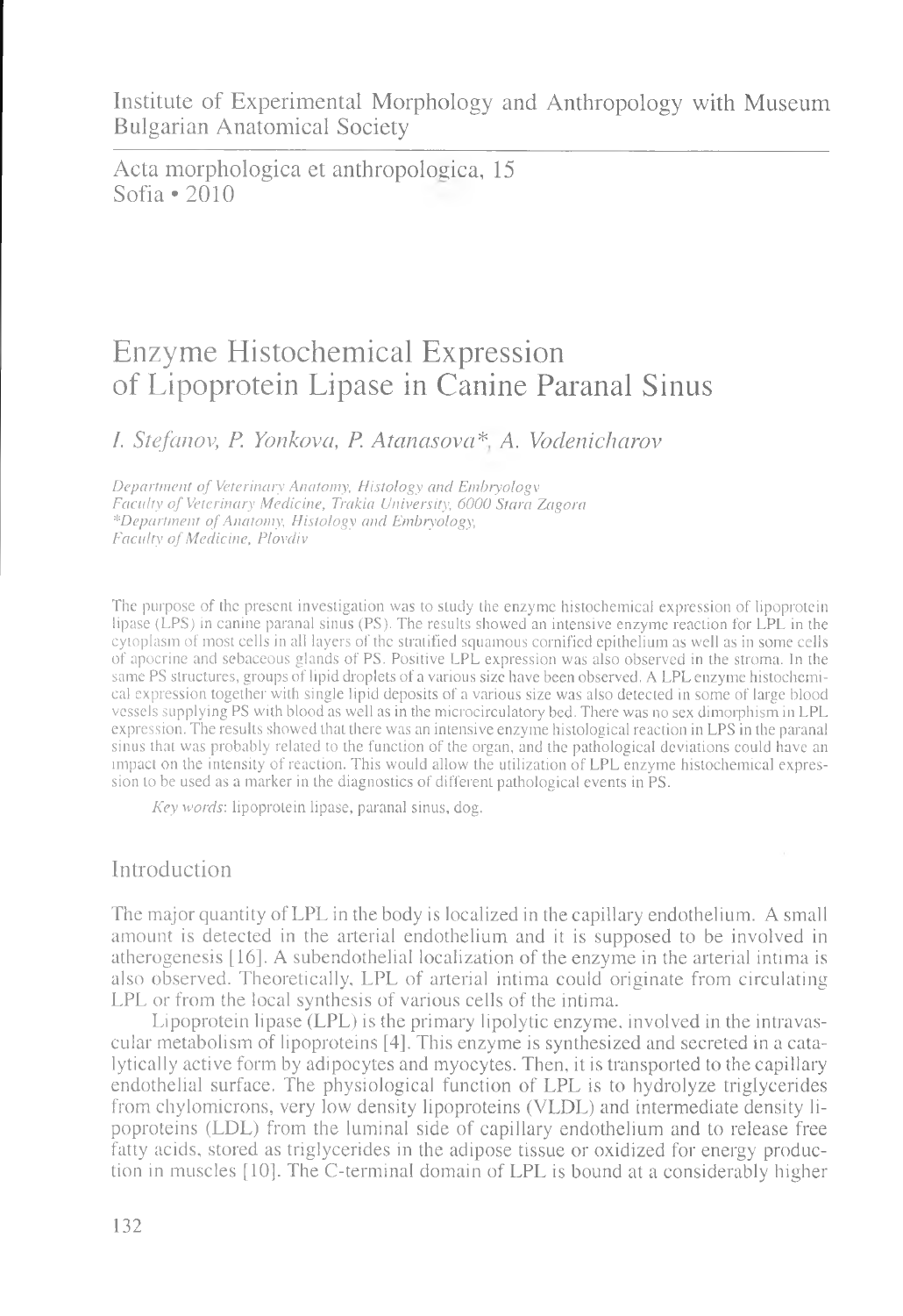Institute of Experimental Morphology and Anthropology with Museum
Bulgarian Anatomical Society

Acta morphologica et anthropologica, 15
Sofia • 2010

# Enzyme Histochemical Expression of Lipoprotein Lipase in Canine Paranal Sinus

*I. Stefanov, P. Yonkova, P. Atanasova\*, A. Vodenicharov*

*Department of Veterinary Anatomy, Histology and Embryology*
*Faculty of Veterinary Medicine, Trakia University, 6000 Stara Zagora*
*\*Department of Anatomy, Histology and Embryology,*
*Faculty of Medicine, Plovdiv*

The purpose of the present investigation was to study the enzyme histochemical expression of lipoprotein lipase (LPS) in canine paranal sinus (PS). The results showed an intensive enzyme reaction for LPL in the cytoplasm of most cells in all layers of the stratified squamous cornified epithelium as well as in some cells of apocrine and sebaceous glands of PS. Positive LPL expression was also observed in the stroma. In the same PS structures, groups of lipid droplets of a various size have been observed. A LPL enzyme histochemical expression together with single lipid deposits of a various size was also detected in some of large blood vessels supplying PS with blood as well as in the microcirculatory bed. There was no sex dimorphism in LPL expression. The results showed that there was an intensive enzyme histological reaction in LPS in the paranal sinus that was probably related to the function of the organ, and the pathological deviations could have an impact on the intensity of reaction. This would allow the utilization of LPL enzyme histochemical expression to be used as a marker in the diagnostics of different pathological events in PS.

*Key words*: lipoprotein lipase, paranal sinus, dog.

## Introduction

The major quantity of LPL in the body is localized in the capillary endothelium. A small amount is detected in the arterial endothelium and it is supposed to be involved in atherogenesis [16]. A subendothelial localization of the enzyme in the arterial intima is also observed. Theoretically, LPL of arterial intima could originate from circulating LPL or from the local synthesis of various cells of the intima.

Lipoprotein lipase (LPL) is the primary lipolytic enzyme, involved in the intravascular metabolism of lipoproteins [4]. This enzyme is synthesized and secreted in a catalytically active form by adipocytes and myocytes. Then, it is transported to the capillary endothelial surface. The physiological function of LPL is to hydrolyze triglycerides from chylomicrons, very low density lipoproteins (VLDL) and intermediate density lipoproteins (LDL) from the luminal side of capillary endothelium and to release free fatty acids, stored as triglycerides in the adipose tissue or oxidized for energy production in muscles [10]. The C-terminal domain of LPL is bound at a considerably higher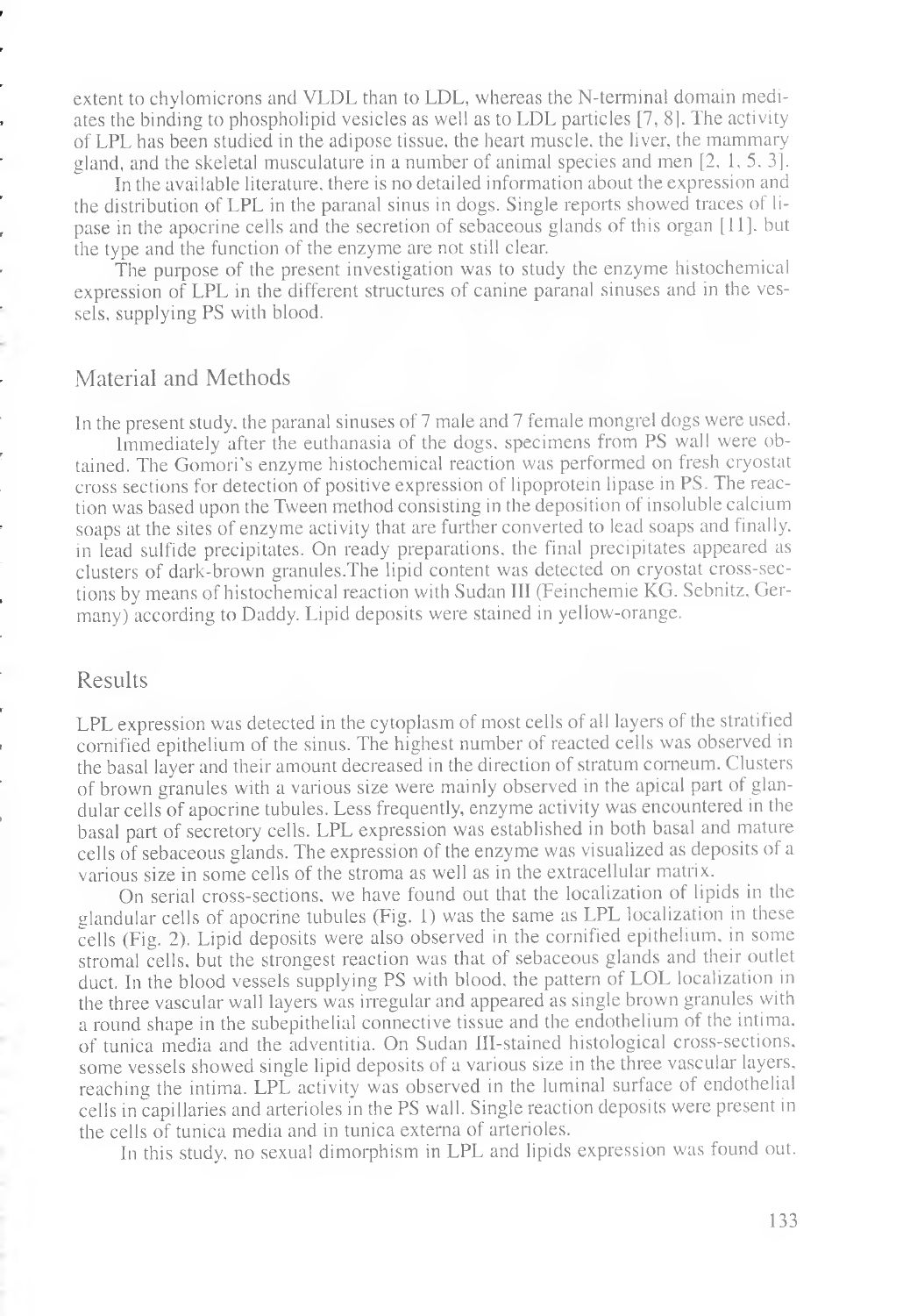extent to chylomicrons and VLDL than to LDL, whereas the N-terminal domain mediates the binding to phospholipid vesicles as well as to LDL particles [7, 8]. The activity of LPL has been studied in the adipose tissue, the heart muscle, the liver, the mammary gland, and the skeletal musculature in a number of animal species and men [2, 1, 5, 3].

In the available literature, there is no detailed information about the expression and the distribution of LPL in the paranal sinus in dogs. Single reports showed traces of lipase in the apocrine cells and the secretion of sebaceous glands of this organ [11], but the type and the function of the enzyme are not still clear.

The purpose of the present investigation was to study the enzyme histochemical expression of LPL in the different structures of canine paranal sinuses and in the vessels, supplying PS with blood.

## Material and Methods

In the present study, the paranal sinuses of 7 male and 7 female mongrel dogs were used.

Immediately after the euthanasia of the dogs, specimens from PS wall were obtained. The Gomori's enzyme histochemical reaction was performed on fresh cryostat cross sections for detection of positive expression of lipoprotein lipase in PS. The reaction was based upon the Tween method consisting in the deposition of insoluble calcium soaps at the sites of enzyme activity that are further converted to lead soaps and finally, in lead sulfide precipitates. On ready preparations, the final precipitates appeared as clusters of dark-brown granules.The lipid content was detected on cryostat cross-sections by means of histochemical reaction with Sudan III (Feinchemie KG. Sebnitz, Germany) according to Daddy. Lipid deposits were stained in yellow-orange.

## Results

LPL expression was detected in the cytoplasm of most cells of all layers of the stratified cornified epithelium of the sinus. The highest number of reacted cells was observed in the basal layer and their amount decreased in the direction of stratum corneum. Clusters of brown granules with a various size were mainly observed in the apical part of glandular cells of apocrine tubules. Less frequently, enzyme activity was encountered in the basal part of secretory cells. LPL expression was established in both basal and mature cells of sebaceous glands. The expression of the enzyme was visualized as deposits of a various size in some cells of the stroma as well as in the extracellular matrix.

On serial cross-sections, we have found out that the localization of lipids in the glandular cells of apocrine tubules (Fig. 1) was the same as LPL localization in these cells (Fig. 2). Lipid deposits were also observed in the cornified epithelium, in some stromal cells, but the strongest reaction was that of sebaceous glands and their outlet duct. In the blood vessels supplying PS with blood, the pattern of LOL localization in the three vascular wall layers was irregular and appeared as single brown granules with a round shape in the subepithelial connective tissue and the endothelium of the intima, of tunica media and the adventitia. On Sudan III-stained histological cross-sections, some vessels showed single lipid deposits of a various size in the three vascular layers, reaching the intima. LPL activity was observed in the luminal surface of endothelial cells in capillaries and arterioles in the PS wall. Single reaction deposits were present in the cells of tunica media and in tunica externa of arterioles.

In this study, no sexual dimorphism in LPL and lipids expression was found out.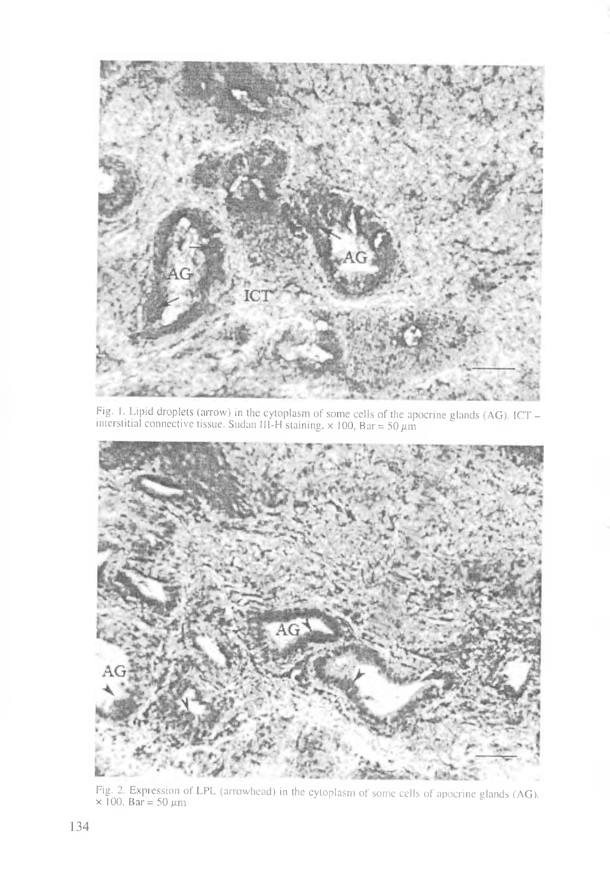Fig. 1. Lipid droplets (arrow) in the cytoplasm of some cells of the apocrine glands (AG). ICT – interstitial connective tissue. Sudan III-H staining, × 100, Bar = 50 $\mu m$

Fig. 2. Expression of LPL (arrowhead) in the cytoplasm of some cells of apocrine glands (AG), × 100, Bar = 50 $\mu m$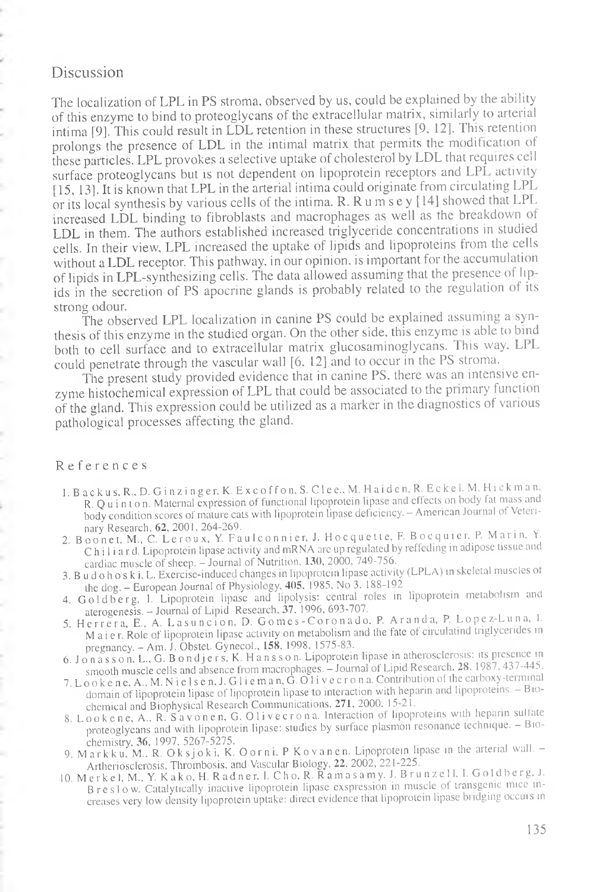## Discussion

The localization of LPL in PS stroma, observed by us, could be explained by the ability of this enzyme to bind to proteoglycans of the extracellular matrix, similarly to arterial intima [9]. This could result in LDL retention in these structures [9, 12]. This retention prolongs the presence of LDL in the intimal matrix that permits the modification of these particles. LPL provokes a selective uptake of cholesterol by LDL that requires cell surface proteoglycans but is not dependent on lipoprotein receptors and LPL activity [15, 13]. It is known that LPL in the arterial intima could originate from circulating LPL or its local synthesis by various cells of the intima. R. Rumsey [14] showed that LPL increased LDL binding to fibroblasts and macrophages as well as the breakdown of LDL in them. The authors established increased triglyceride concentrations in studied cells. In their view, LPL increased the uptake of lipids and lipoproteins from the cells without a LDL receptor. This pathway, in our opinion, is important for the accumulation of lipids in LPL-synthesizing cells. The data allowed assuming that the presence of lipids in the secretion of PS apocrine glands is probably related to the regulation of its strong odour.

The observed LPL localization in canine PS could be explained assuming a synthesis of this enzyme in the studied organ. On the other side, this enzyme is able to bind both to cell surface and to extracellular matrix glucosaminoglycans. This way, LPL could penetrate through the vascular wall [6, 12] and to occur in the PS stroma.

The present study provided evidence that in canine PS, there was an intensive enzyme histochemical expression of LPL that could be associated to the primary function of the gland. This expression could be utilized as a marker in the diagnostics of various pathological processes affecting the gland.

## References

1. Backus, R., D. Ginzinger, K. Excoffon, S. Clee., M. Haiden, R. Eckel, M. Hickman, R. Quinton. Maternal expression of functional lipoprotein lipase and effects on body fat mass and body condition scores of mature cats with lipoprotein lipase deficiency. – American Journal of Veterinary Research, **62**, 2001, 264-269.
2. Boonet, M., C. Leroux, Y. Faulconnier, J. Hocquette, F. Bocquier, P. Marin, Y. Chilliard. Lipoprotein lipase activity and mRNA are up regulated by reffeding in adipose tissue and cardiac muscle of sheep. – Journal of Nutrition, **130**, 2000, 749-756.
3. Budohoski, L. Exercise-induced changes in lipoprotein lipase activity (LPLA) in skeletal muscles of the dog. – European Journal of Physiology, **405**, 1985, No 3, 188-192
4. Goldberg, I. Lipoprotein lipase and lipolysis: central roles in lipoprotein metabolism and aterogenesis. – Journal of Lipid Research, **37**, 1996, 693-707.
5. Herrera, E., A. Lasuncion, D. Gomes-Coronado, P. Aranda, P. Lopez-Luna, I. Maier. Role of lipoprotein lipase activity on metabolism and the fate of circulatind triglycerides in pregnancy. – Am. J. Obstet. Gynecol., **158**, 1998, 1575-83.
6. Jonasson, L., G. Bondjers, K. Hansson. Lipoprotein lipase in atherosclerosis: its presence in smooth muscle cells and absence from macrophages. – Journal of Lipid Research, **28**, 1987, 437-445.
7. Lookene, A., M. Nielsen, J. Glieman, G. Olivecrona. Contribution of the carboxy-terminal domain of lipoprotein lipase of lipoprotein lipase to interaction with heparin and lipoproteins. – Biochemical and Biophysical Research Communications, **271**, 2000, 15-21.
8. Lookene, A., R. Savonen, G. Olivecrona. Interaction of lipoproteins with heparin sulfate proteoglycans and with lipoprotein lipase: studies by surface plasmon resonance technique. – Biochemistry, **36**, 1997, 5267-5275.
9. Markku, M., R. Oksjoki, K. Oorni, P Kovanen. Lipoprotein lipase in the arterial wall. – Artheriosclerosis, Thrombosis, and Vascular Biology, **22**, 2002, 221-225.
10. Merkel, M., Y. Kako, H. Radner, I. Cho, R. Ramasamy, J. Brunzell, I. Goldberg, J. Breslow. Catalytically inactive lipoprotein lipase exspression in muscle of transgenic mice increases very low density lipoprotein uptake: direct evidence that lipoprotein lipase bridging occurs in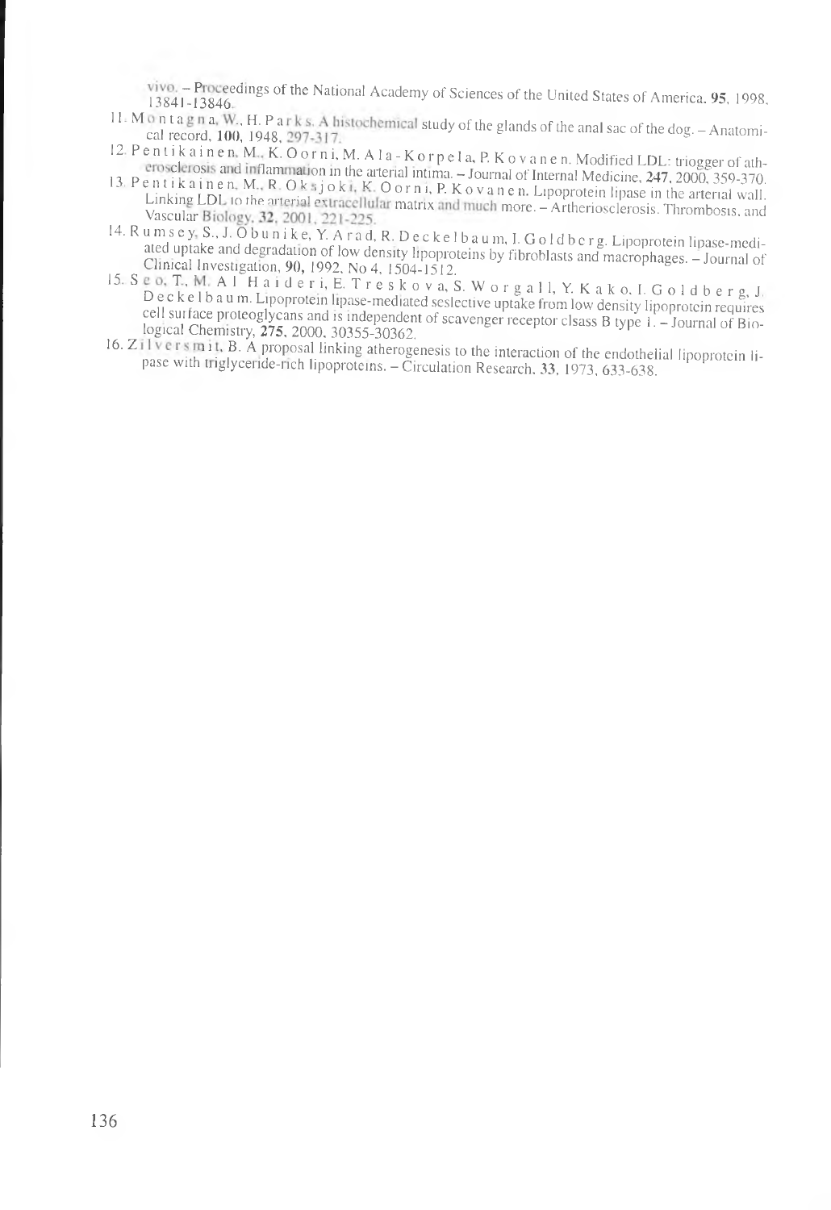vivo. – Proceedings of the National Academy of Sciences of the United States of America, **95**, 1998, 13841-13846.

11. Montagna, W., H. Parks. A histochemical study of the glands of the anal sac of the dog. – Anatomical record, **100**, 1948, 297-317.
12. Pentikainen, M., K. Oorni, M. Ala-Korpela, P. Kovanen. Modified LDL: triogger of atherosclerosis and inflammation in the arterial intima. – Journal of Internal Medicine, **247**, 2000, 359-370.
13. Pentikainen, M., R. Oksjoki, K. Oorni, P. Kovanen. Lipoprotein lipase in the arterial wall. Linking LDL to the arterial extracellular matrix and much more. – Artheriosclerosis, Thrombosis, and Vascular Biology, **32**, 2001, 221-225.
14. Rumsey, S., J. Obunike, Y. Arad, R. Deckelbaum, I. Goldberg. Lipoprotein lipase-mediated uptake and degradation of low density lipoproteins by fibroblasts and macrophages. – Journal of Clinical Investigation, **90**, 1992, No 4, 1504-1512.
15. Seo, T., M. Al Haideri, E. Treskova, S. Worgall, Y. Kako, I. Goldberg, J. Deckelbaum. Lipoprotein lipase-mediated seslective uptake from low density lipoprotein requires cell surface proteoglycans and is independent of scavenger receptor clsass B type I. – Journal of Biological Chemistry, **275**, 2000, 30355-30362.
16. Zilversmit, B. A proposal linking atherogenesis to the interaction of the endothelial lipoprotein lipase with triglyceride-rich lipoproteins. – Circulation Research, **33**, 1973, 633-638.